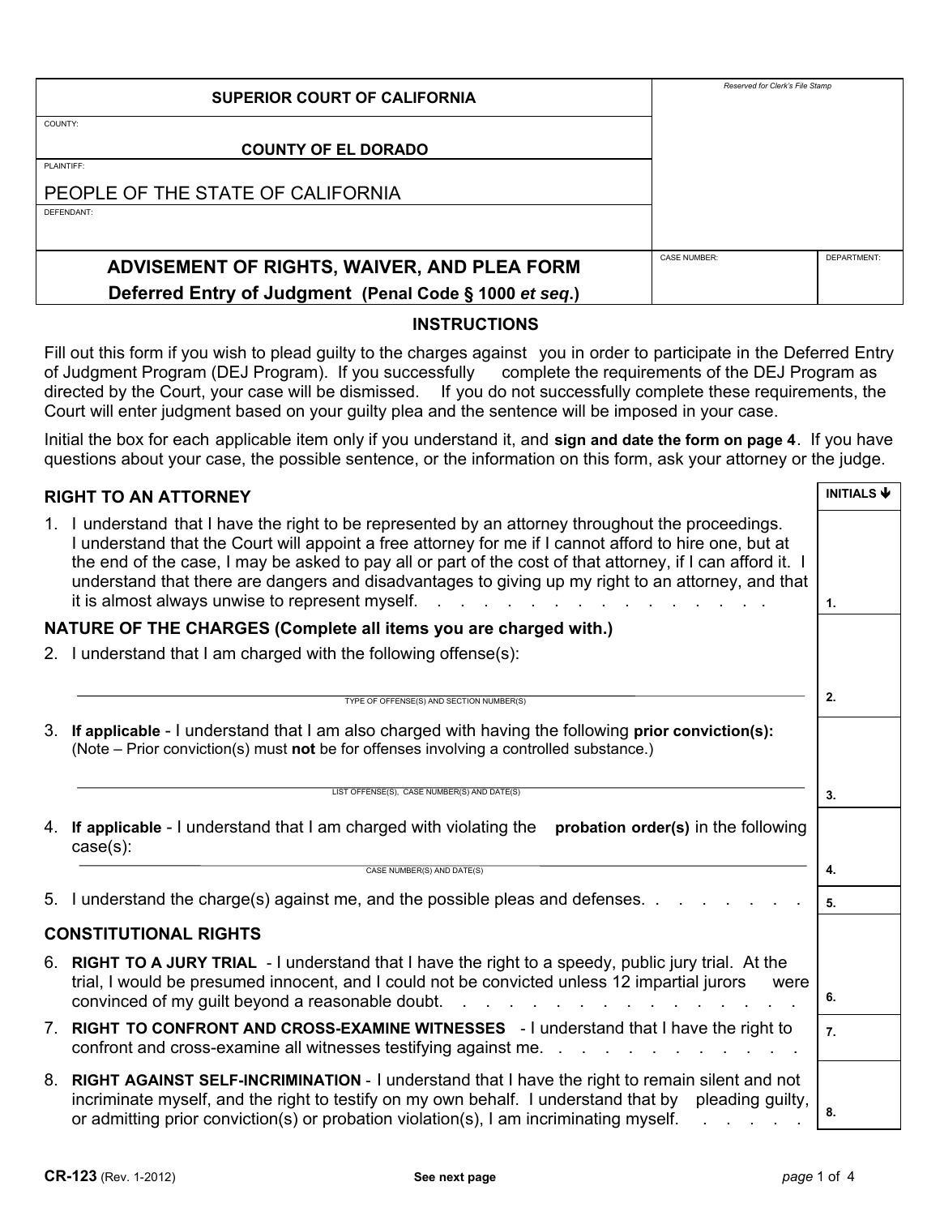| SUPERIOR COURT OF CALIFORNIA | Reserved for Clerk's File Stamp | |
|---|---|---|
| COUNTY: COUNTY OF EL DORADO | | |
| PLAINTIFF: PEOPLE OF THE STATE OF CALIFORNIA | | |
| DEFENDANT: | | |
| **ADVISEMENT OF RIGHTS, WAIVER, AND PLEA FORM** **Deferred Entry of Judgment (Penal Code § 1000 *et seq.*)** | CASE NUMBER: | DEPARTMENT: |

## INSTRUCTIONS

Fill out this form if you wish to plead guilty to the charges against you in order to participate in the Deferred Entry of Judgment Program (DEJ Program). If you successfully complete the requirements of the DEJ Program as directed by the Court, your case will be dismissed. If you do not successfully complete these requirements, the Court will enter judgment based on your guilty plea and the sentence will be imposed in your case.

Initial the box for each applicable item only if you understand it, and **sign and date the form on page 4**. If you have questions about your case, the possible sentence, or the information on this form, ask your attorney or the judge.

| | INITIALS ↓ |
|---|---|
| **RIGHT TO AN ATTORNEY** | |
| 1. I understand that I have the right to be represented by an attorney throughout the proceedings. I understand that the Court will appoint a free attorney for me if I cannot afford to hire one, but at the end of the case, I may be asked to pay all or part of the cost of that attorney, if I can afford it. I understand that there are dangers and disadvantages to giving up my right to an attorney, and that it is almost always unwise to represent myself. | 1. |
| **NATURE OF THE CHARGES (Complete all items you are charged with.)** | |
| 2. I understand that I am charged with the following offense(s): ____________________ (TYPE OF OFFENSE(S) AND SECTION NUMBER(S)) | 2. |
| 3. **If applicable** - I understand that I am also charged with having the following **prior conviction(s):** (Note – Prior conviction(s) must **not** be for offenses involving a controlled substance.) ____________________ (LIST OFFENSE(S), CASE NUMBER(S) AND DATE(S)) | 3. |
| 4. **If applicable** - I understand that I am charged with violating the **probation order(s)** in the following case(s): ____________________ (CASE NUMBER(S) AND DATE(S)) | 4. |
| 5. I understand the charge(s) against me, and the possible pleas and defenses. | 5. |
| **CONSTITUTIONAL RIGHTS** | |
| 6. **RIGHT TO A JURY TRIAL** - I understand that I have the right to a speedy, public jury trial. At the trial, I would be presumed innocent, and I could not be convicted unless 12 impartial jurors were convinced of my guilt beyond a reasonable doubt. | 6. |
| 7. **RIGHT TO CONFRONT AND CROSS-EXAMINE WITNESSES** - I understand that I have the right to confront and cross-examine all witnesses testifying against me. | 7. |
| 8. **RIGHT AGAINST SELF-INCRIMINATION** - I understand that I have the right to remain silent and not incriminate myself, and the right to testify on my own behalf. I understand that by pleading guilty, or admitting prior conviction(s) or probation violation(s), I am incriminating myself. | 8. |

**CR-123** (Rev. 1-2012) **See next page**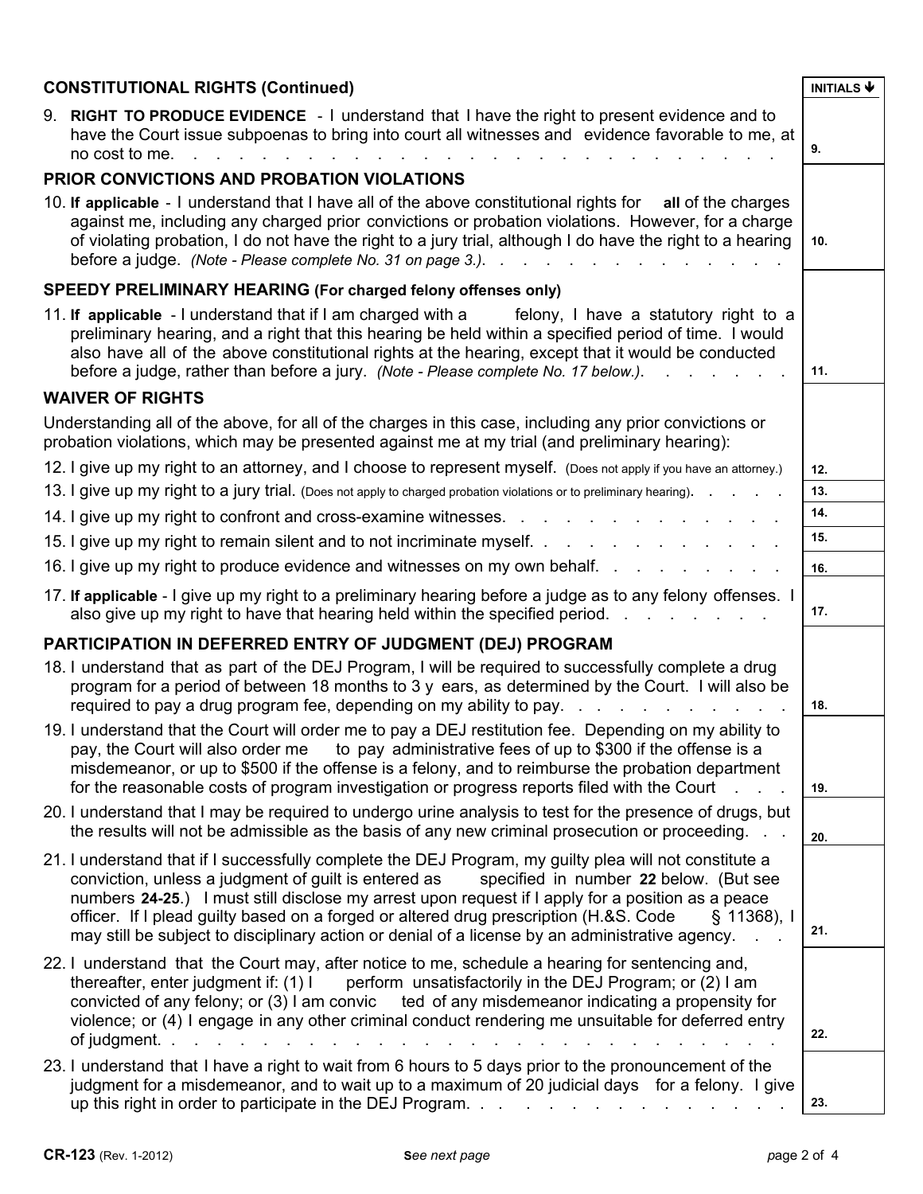## CONSTITUTIONAL RIGHTS (Continued)

| | INITIALS ↓ |
|---|---|
| 9. **RIGHT TO PRODUCE EVIDENCE** - I understand that I have the right to present evidence and to have the Court issue subpoenas to bring into court all witnesses and evidence favorable to me, at no cost to me. | 9. |

## PRIOR CONVICTIONS AND PROBATION VIOLATIONS

| | |
|---|---|
| 10. **If applicable** - I understand that I have all of the above constitutional rights for **all** of the charges against me, including any charged prior convictions or probation violations. However, for a charge of violating probation, I do not have the right to a jury trial, although I do have the right to a hearing before a judge. *(Note - Please complete No. 31 on page 3.)*. | 10. |

## SPEEDY PRELIMINARY HEARING (For charged felony offenses only)

| | |
|---|---|
| 11. **If applicable** - I understand that if I am charged with a felony, I have a statutory right to a preliminary hearing, and a right that this hearing be held within a specified period of time. I would also have all of the above constitutional rights at the hearing, except that it would be conducted before a judge, rather than before a jury. *(Note - Please complete No. 17 below.)*. | 11. |

## WAIVER OF RIGHTS

Understanding all of the above, for all of the charges in this case, including any prior convictions or probation violations, which may be presented against me at my trial (and preliminary hearing):

| | |
|---|---|
| 12. I give up my right to an attorney, and I choose to represent myself. (Does not apply if you have an attorney.) | 12. |
| 13. I give up my right to a jury trial. (Does not apply to charged probation violations or to preliminary hearing). | 13. |
| 14. I give up my right to confront and cross-examine witnesses. | 14. |
| 15. I give up my right to remain silent and to not incriminate myself. | 15. |
| 16. I give up my right to produce evidence and witnesses on my own behalf. | 16. |
| 17. **If applicable** - I give up my right to a preliminary hearing before a judge as to any felony offenses. I also give up my right to have that hearing held within the specified period. | 17. |

## PARTICIPATION IN DEFERRED ENTRY OF JUDGMENT (DEJ) PROGRAM

| | |
|---|---|
| 18. I understand that as part of the DEJ Program, I will be required to successfully complete a drug program for a period of between 18 months to 3 years, as determined by the Court. I will also be required to pay a drug program fee, depending on my ability to pay. | 18. |
| 19. I understand that the Court will order me to pay a DEJ restitution fee. Depending on my ability to pay, the Court will also order me to pay administrative fees of up to $300 if the offense is a misdemeanor, or up to $500 if the offense is a felony, and to reimburse the probation department for the reasonable costs of program investigation or progress reports filed with the Court | 19. |
| 20. I understand that I may be required to undergo urine analysis to test for the presence of drugs, but the results will not be admissible as the basis of any new criminal prosecution or proceeding. | 20. |
| 21. I understand that if I successfully complete the DEJ Program, my guilty plea will not constitute a conviction, unless a judgment of guilt is entered as specified in number **22** below. (But see numbers **24-25**.) I must still disclose my arrest upon request if I apply for a position as a peace officer. If I plead guilty based on a forged or altered drug prescription (H.&S. Code § 11368), I may still be subject to disciplinary action or denial of a license by an administrative agency. | 21. |
| 22. I understand that the Court may, after notice to me, schedule a hearing for sentencing and, thereafter, enter judgment if: (1) I perform unsatisfactorily in the DEJ Program; or (2) I am convicted of any felony; or (3) I am convicted of any misdemeanor indicating a propensity for violence; or (4) I engage in any other criminal conduct rendering me unsuitable for deferred entry of judgment. | 22. |
| 23. I understand that I have a right to wait from 6 hours to 5 days prior to the pronouncement of the judgment for a misdemeanor, and to wait up to a maximum of 20 judicial days for a felony. I give up this right in order to participate in the DEJ Program. | 23. |

**CR-123** (Rev. 1-2012) *See next page*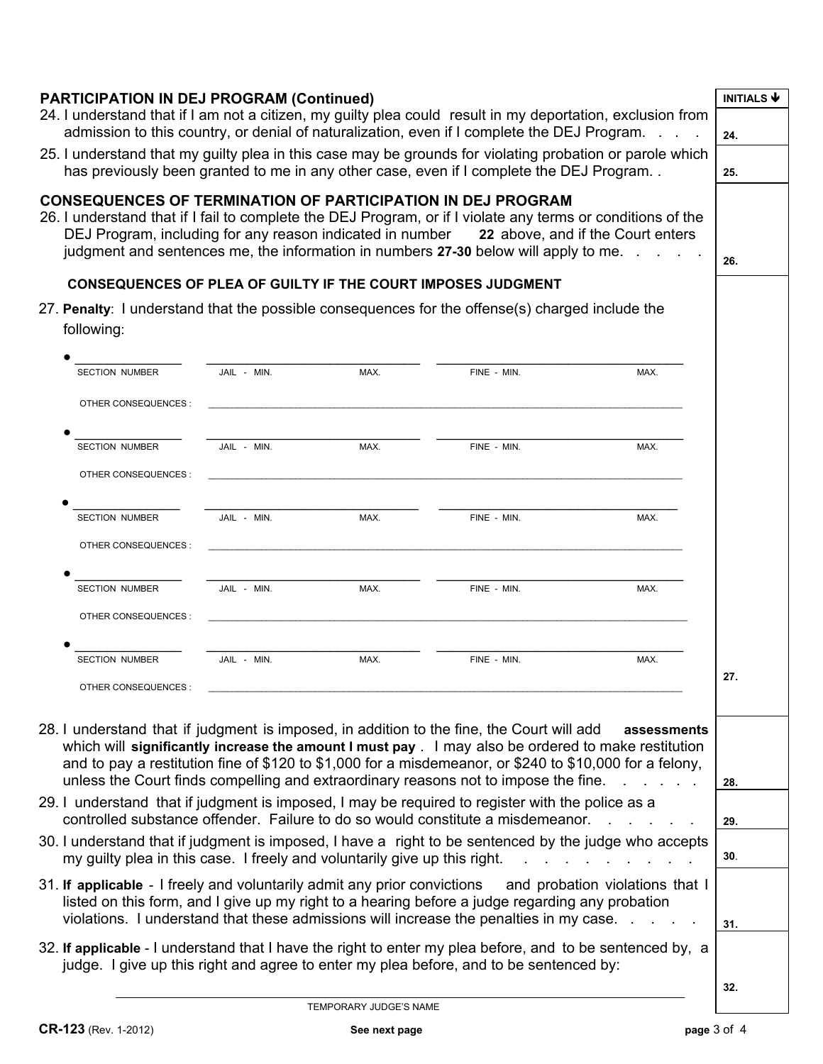## PARTICIPATION IN DEJ PROGRAM (Continued)

**INITIALS**

24. I understand that if I am not a citizen, my guilty plea could result in my deportation, exclusion from admission to this country, or denial of naturalization, even if I complete the DEJ Program. . . . **24.** ______

25. I understand that my guilty plea in this case may be grounds for violating probation or parole which has previously been granted to me in any other case, even if I complete the DEJ Program. . **25.** ______

## CONSEQUENCES OF TERMINATION OF PARTICIPATION IN DEJ PROGRAM

26. I understand that if I fail to complete the DEJ Program, or if I violate any terms or conditions of the DEJ Program, including for any reason indicated in number **22** above, and if the Court enters judgment and sentences me, the information in numbers **27-30** below will apply to me. . . . . **26.** ______

### CONSEQUENCES OF PLEA OF GUILTY IF THE COURT IMPOSES JUDGMENT

27. **Penalty**: I understand that the possible consequences for the offense(s) charged include the following:

| SECTION NUMBER | JAIL - MIN. | MAX. | FINE - MIN. | MAX. |
| --- | --- | --- | --- | --- |
| ______ | ______ | ______ | ______ | ______ |

OTHER CONSEQUENCES : ______

| SECTION NUMBER | JAIL - MIN. | MAX. | FINE - MIN. | MAX. |
| --- | --- | --- | --- | --- |
| ______ | ______ | ______ | ______ | ______ |

OTHER CONSEQUENCES : ______

| SECTION NUMBER | JAIL - MIN. | MAX. | FINE - MIN. | MAX. |
| --- | --- | --- | --- | --- |
| ______ | ______ | ______ | ______ | ______ |

OTHER CONSEQUENCES : ______

| SECTION NUMBER | JAIL - MIN. | MAX. | FINE - MIN. | MAX. |
| --- | --- | --- | --- | --- |
| ______ | ______ | ______ | ______ | ______ |

OTHER CONSEQUENCES : ______

| SECTION NUMBER | JAIL - MIN. | MAX. | FINE - MIN. | MAX. |
| --- | --- | --- | --- | --- |
| ______ | ______ | ______ | ______ | ______ |

OTHER CONSEQUENCES : ______

**27.** ______

28. I understand that if judgment is imposed, in addition to the fine, the Court will add **assessments** which will **significantly increase the amount I must pay**. I may also be ordered to make restitution and to pay a restitution fine of $120 to $1,000 for a misdemeanor, or $240 to $10,000 for a felony, unless the Court finds compelling and extraordinary reasons not to impose the fine. . . . . . **28.** ______

29. I understand that if judgment is imposed, I may be required to register with the police as a controlled substance offender. Failure to do so would constitute a misdemeanor. . . . . . **29.** ______

30. I understand that if judgment is imposed, I have a right to be sentenced by the judge who accepts my guilty plea in this case. I freely and voluntarily give up this right. . . . . . . . . . . **30.** ______

31. **If applicable** - I freely and voluntarily admit any prior convictions and probation violations that I listed on this form, and I give up my right to a hearing before a judge regarding any probation violations. I understand that these admissions will increase the penalties in my case. . . . . **31.** ______

32. **If applicable** - I understand that I have the right to enter my plea before, and to be sentenced by, a judge. I give up this right and agree to enter my plea before, and to be sentenced by:

______________________________
TEMPORARY JUDGE'S NAME

**32.** ______

**CR-123** (Rev. 1-2012)

**See next page**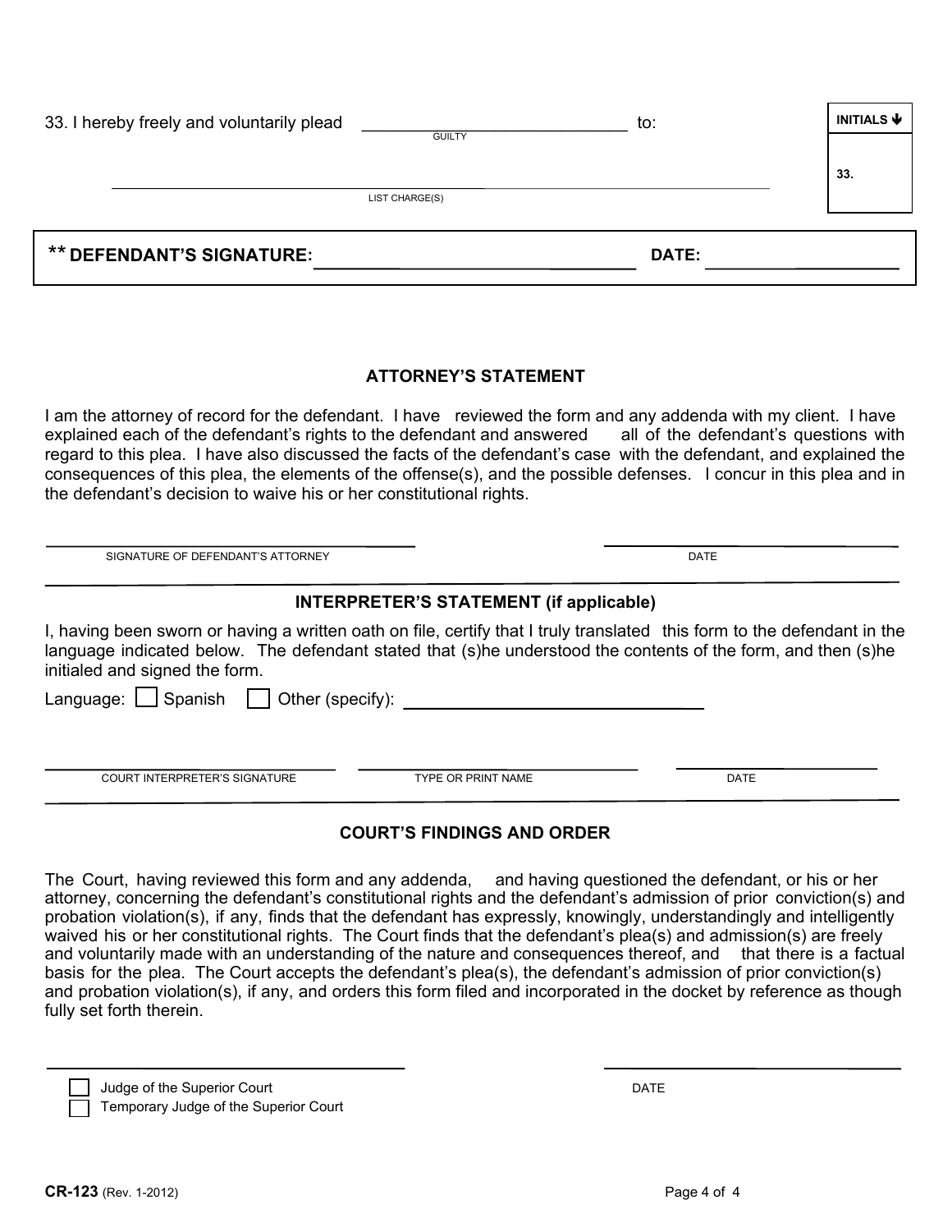33. I hereby freely and voluntarily plead ____________________ to:
GUILTY

______________________________________________
LIST CHARGE(S)

| INITIALS ↓ |
| --- |
| 33. |

**\*\* DEFENDANT'S SIGNATURE:** ____________________ **DATE:** ____________________

## ATTORNEY'S STATEMENT

I am the attorney of record for the defendant. I have reviewed the form and any addenda with my client. I have explained each of the defendant's rights to the defendant and answered all of the defendant's questions with regard to this plea. I have also discussed the facts of the defendant's case with the defendant, and explained the consequences of this plea, the elements of the offense(s), and the possible defenses. I concur in this plea and in the defendant's decision to waive his or her constitutional rights.

____________________ ____________________
SIGNATURE OF DEFENDANT'S ATTORNEY DATE

## INTERPRETER'S STATEMENT (if applicable)

I, having been sworn or having a written oath on file, certify that I truly translated this form to the defendant in the language indicated below. The defendant stated that (s)he understood the contents of the form, and then (s)he initialed and signed the form.

Language: ☐ Spanish ☐ Other (specify): ____________________

____________________ ____________________ ____________________
COURT INTERPRETER'S SIGNATURE TYPE OR PRINT NAME DATE

## COURT'S FINDINGS AND ORDER

The Court, having reviewed this form and any addenda, and having questioned the defendant, or his or her attorney, concerning the defendant's constitutional rights and the defendant's admission of prior conviction(s) and probation violation(s), if any, finds that the defendant has expressly, knowingly, understandingly and intelligently waived his or her constitutional rights. The Court finds that the defendant's plea(s) and admission(s) are freely and voluntarily made with an understanding of the nature and consequences thereof, and that there is a factual basis for the plea. The Court accepts the defendant's plea(s), the defendant's admission of prior conviction(s) and probation violation(s), if any, and orders this form filed and incorporated in the docket by reference as though fully set forth therein.

____________________ ____________________
☐ Judge of the Superior Court DATE
☐ Temporary Judge of the Superior Court

**CR-123** (Rev. 1-2012)